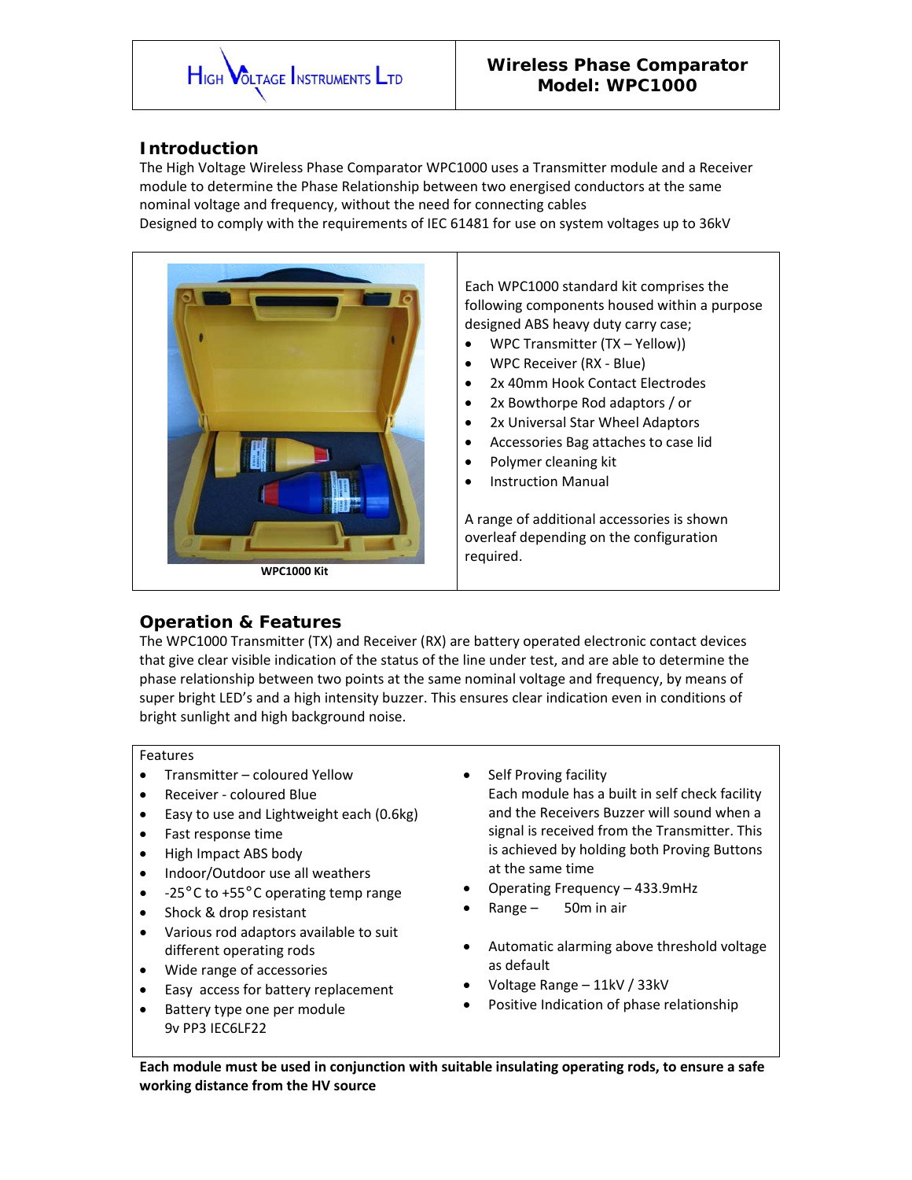**HIGH VOLTAGE INSTRUMENTS LTD**

# Wireless Phase Comparator Model: WPC1000

## Introduction

The High Voltage Wireless Phase Comparator WPC1000 uses a Transmitter module and a Receiver module to determine the Phase Relationship between two energised conductors at the same nominal voltage and frequency, without the need for connecting cables

Designed to comply with the requirements of IEC 61481 for use on system voltages up to 36kV

WPC1000 Kit

Each WPC1000 standard kit comprises the following components housed within a purpose designed ABS heavy duty carry case;

- WPC Transmitter (TX – Yellow))
- WPC Receiver (RX - Blue)
- 2x 40mm Hook Contact Electrodes
- 2x Bowthorpe Rod adaptors / or
- 2x Universal Star Wheel Adaptors
- Accessories Bag attaches to case lid
- Polymer cleaning kit
- Instruction Manual

A range of additional accessories is shown overleaf depending on the configuration required.

## Operation & Features

The WPC1000 Transmitter (TX) and Receiver (RX) are battery operated electronic contact devices that give clear visible indication of the status of the line under test, and are able to determine the phase relationship between two points at the same nominal voltage and frequency, by means of super bright LED's and a high intensity buzzer. This ensures clear indication even in conditions of bright sunlight and high background noise.

Features

- Transmitter – coloured Yellow
- Receiver - coloured Blue
- Easy to use and Lightweight each (0.6kg)
- Fast response time
- High Impact ABS body
- Indoor/Outdoor use all weathers
- -25°C to +55°C operating temp range
- Shock & drop resistant
- Various rod adaptors available to suit different operating rods
- Wide range of accessories
- Easy access for battery replacement
- Battery type one per module 9v PP3 IEC6LF22
- Self Proving facility
  Each module has a built in self check facility and the Receivers Buzzer will sound when a signal is received from the Transmitter. This is achieved by holding both Proving Buttons at the same time
- Operating Frequency – 433.9mHz
- Range – 50m in air
- Automatic alarming above threshold voltage as default
- Voltage Range – 11kV / 33kV
- Positive Indication of phase relationship

**Each module must be used in conjunction with suitable insulating operating rods, to ensure a safe working distance from the HV source**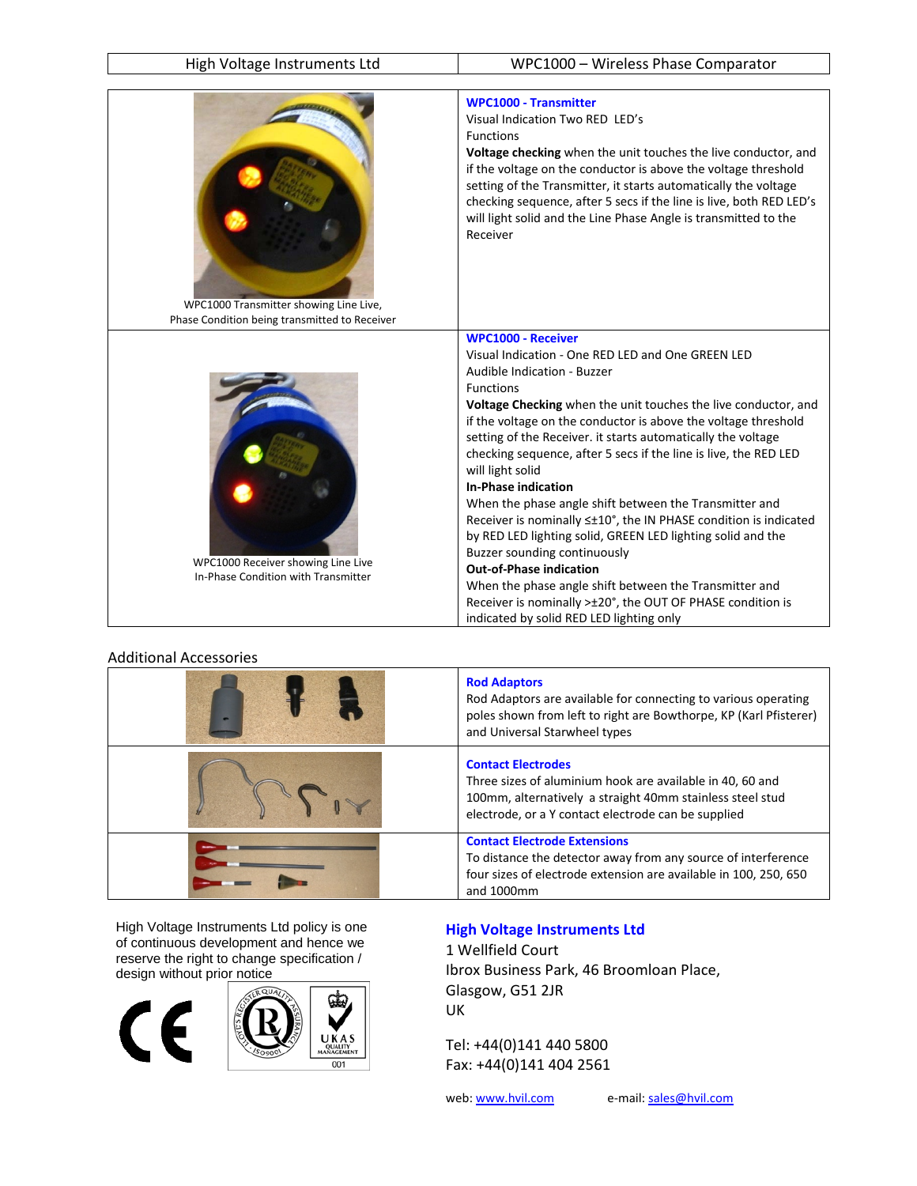| | |
|---|---|
| WPC1000 Transmitter showing Line Live, Phase Condition being transmitted to Receiver | **WPC1000 - Transmitter**<br>Visual Indication Two RED LED's<br>Functions<br>**Voltage checking** when the unit touches the live conductor, and if the voltage on the conductor is above the voltage threshold setting of the Transmitter, it starts automatically the voltage checking sequence, after 5 secs if the line is live, both RED LED's will light solid and the Line Phase Angle is transmitted to the Receiver |
| WPC1000 Receiver showing Line Live In-Phase Condition with Transmitter | **WPC1000 - Receiver**<br>Visual Indication - One RED LED and One GREEN LED<br>Audible Indication - Buzzer<br>Functions<br>**Voltage Checking** when the unit touches the live conductor, and if the voltage on the conductor is above the voltage threshold setting of the Receiver. it starts automatically the voltage checking sequence, after 5 secs if the line is live, the RED LED will light solid<br>**In-Phase indication**<br>When the phase angle shift between the Transmitter and Receiver is nominally ≤±10°, the IN PHASE condition is indicated by RED LED lighting solid, GREEN LED lighting solid and the Buzzer sounding continuously<br>**Out-of-Phase indication**<br>When the phase angle shift between the Transmitter and Receiver is nominally >±20°, the OUT OF PHASE condition is indicated by solid RED LED lighting only |

## Additional Accessories

| | |
|---|---|
| | **Rod Adaptors**<br>Rod Adaptors are available for connecting to various operating poles shown from left to right are Bowthorpe, KP (Karl Pfisterer) and Universal Starwheel types |
| | **Contact Electrodes**<br>Three sizes of aluminium hook are available in 40, 60 and 100mm, alternatively a straight 40mm stainless steel stud electrode, or a Y contact electrode can be supplied |
| | **Contact Electrode Extensions**<br>To distance the detector away from any source of interference four sizes of electrode extension are available in 100, 250, 650 and 1000mm |

High Voltage Instruments Ltd policy is one of continuous development and hence we reserve the right to change specification / design without prior notice

**High Voltage Instruments Ltd**
1 Wellfield Court
Ibrox Business Park, 46 Broomloan Place,
Glasgow, G51 2JR
UK

Tel: +44(0)141 440 5800
Fax: +44(0)141 404 2561

web: www.hvil.com e-mail: sales@hvil.com